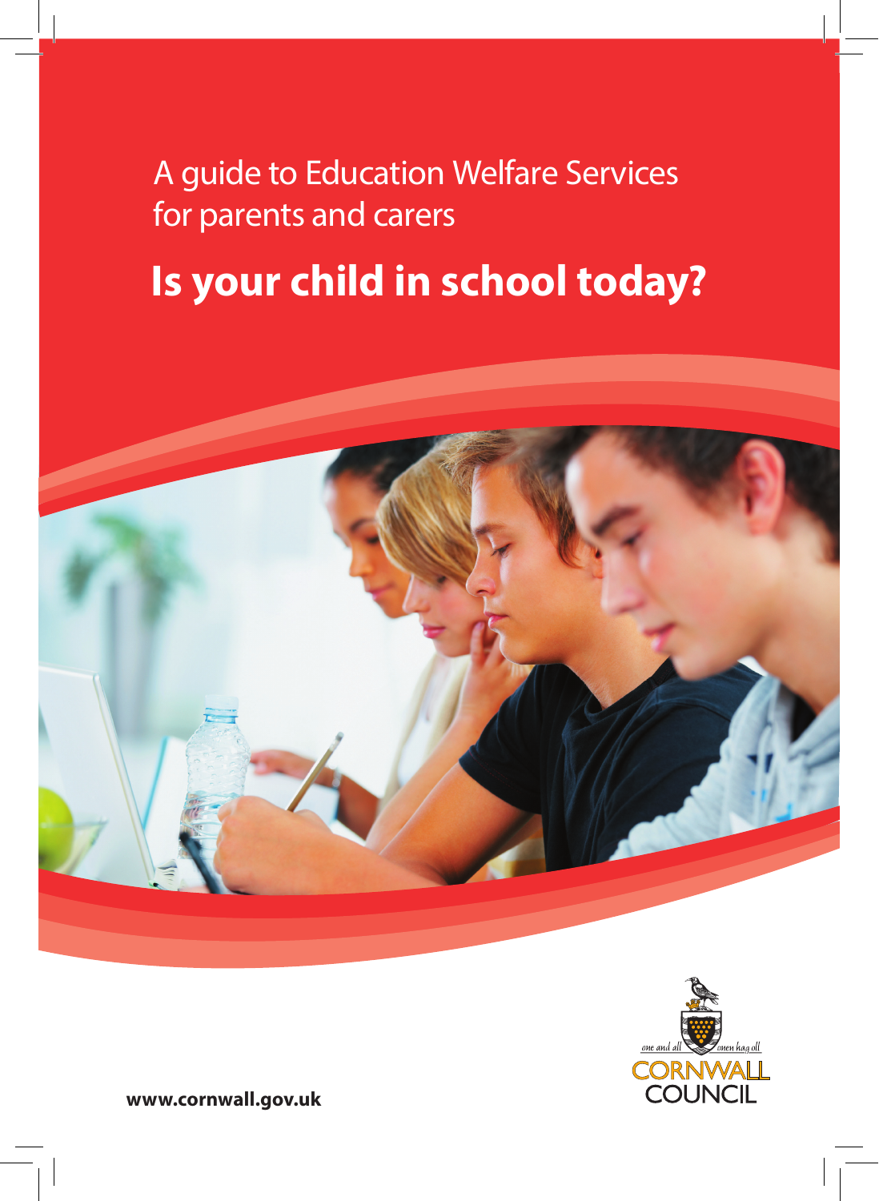A guide to Education Welfare Services for parents and carers

# Is your child in school today?

one and all · onen hag oll

CORNWALL COUNCIL

www.cornwall.gov.uk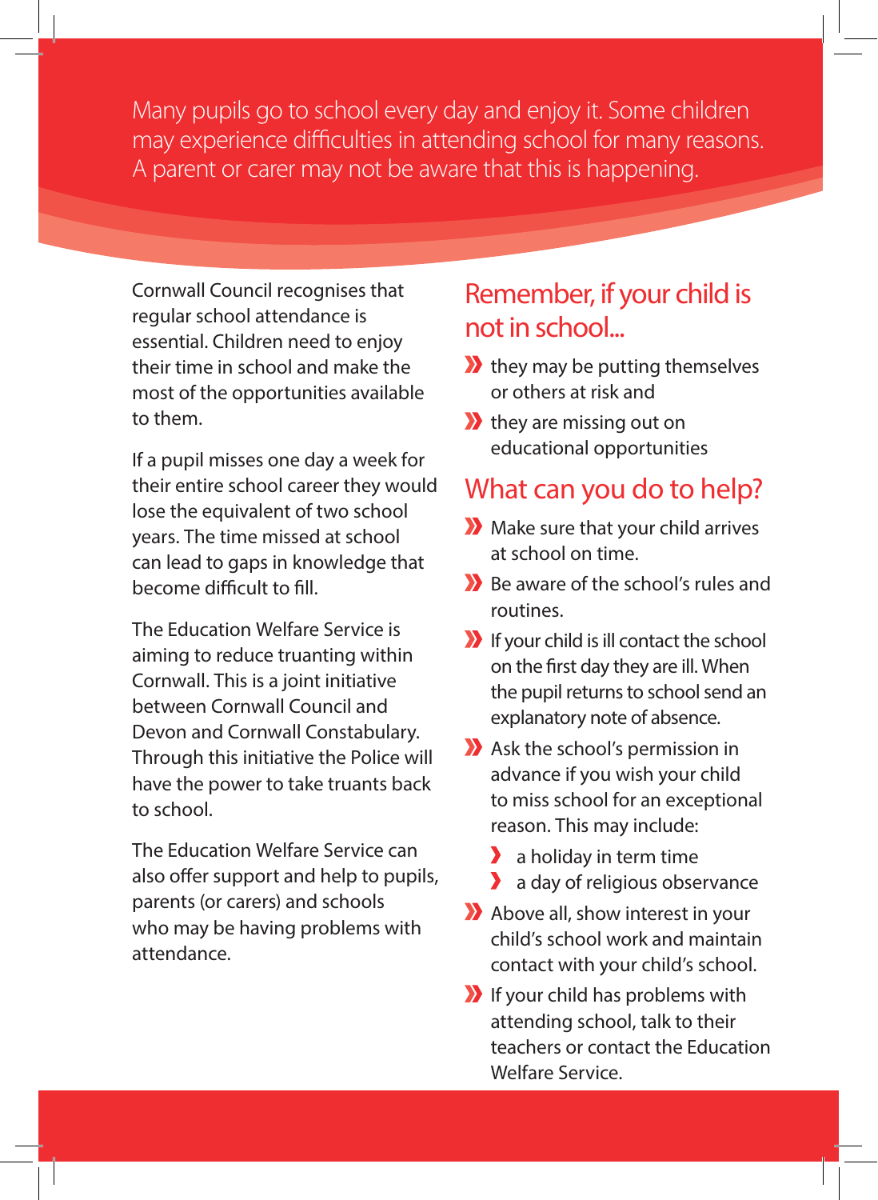Many pupils go to school every day and enjoy it. Some children may experience difficulties in attending school for many reasons. A parent or carer may not be aware that this is happening.

Cornwall Council recognises that regular school attendance is essential. Children need to enjoy their time in school and make the most of the opportunities available to them.

If a pupil misses one day a week for their entire school career they would lose the equivalent of two school years. The time missed at school can lead to gaps in knowledge that become difficult to fill.

The Education Welfare Service is aiming to reduce truanting within Cornwall. This is a joint initiative between Cornwall Council and Devon and Cornwall Constabulary. Through this initiative the Police will have the power to take truants back to school.

The Education Welfare Service can also offer support and help to pupils, parents (or carers) and schools who may be having problems with attendance.

## Remember, if your child is not in school...

- they may be putting themselves or others at risk and
- they are missing out on educational opportunities

## What can you do to help?

- Make sure that your child arrives at school on time.
- Be aware of the school's rules and routines.
- If your child is ill contact the school on the first day they are ill. When the pupil returns to school send an explanatory note of absence.
- Ask the school's permission in advance if you wish your child to miss school for an exceptional reason. This may include:
  - a holiday in term time
  - a day of religious observance
- Above all, show interest in your child's school work and maintain contact with your child's school.
- If your child has problems with attending school, talk to their teachers or contact the Education Welfare Service.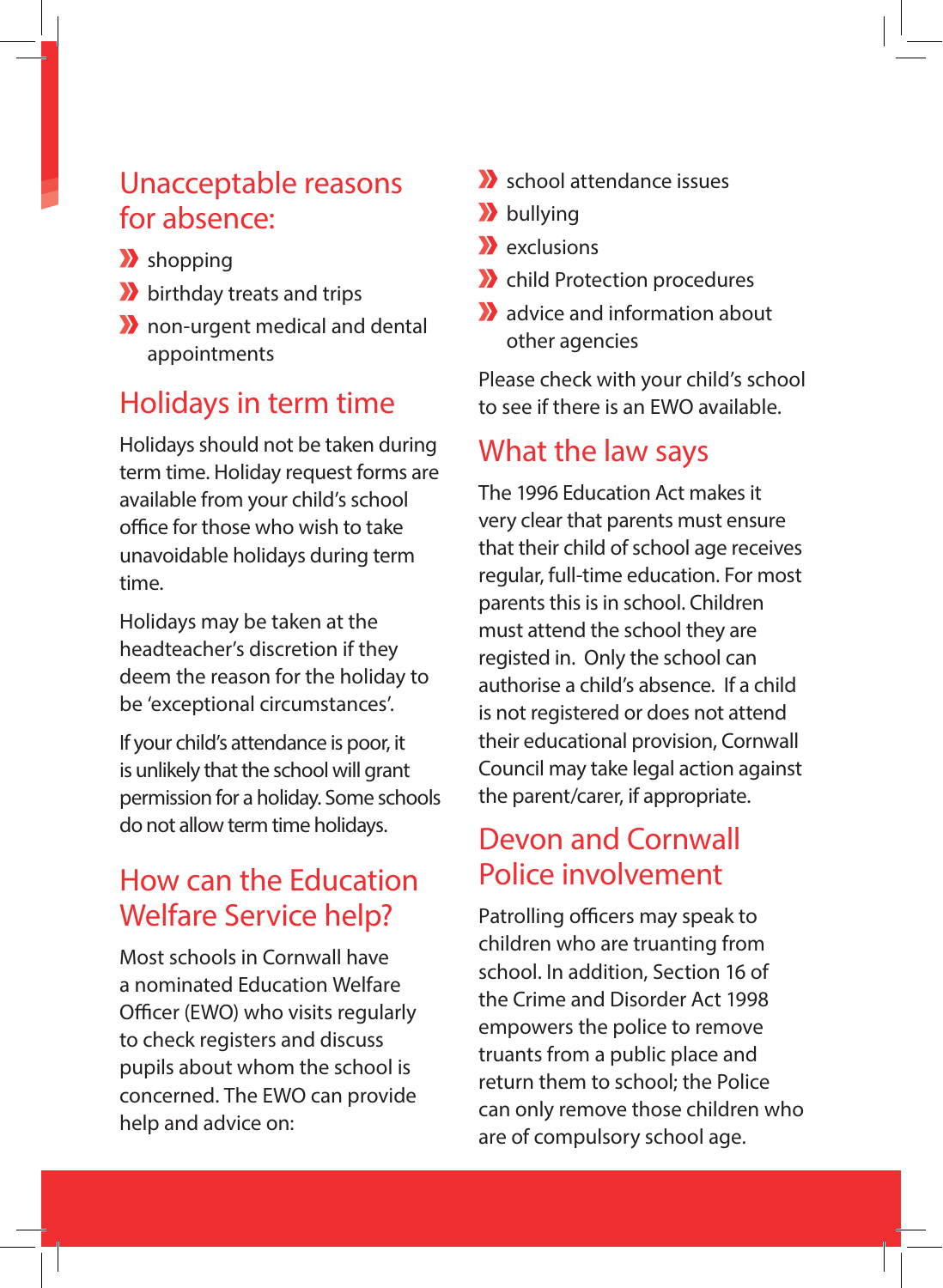## Unacceptable reasons for absence:

- shopping
- birthday treats and trips
- non-urgent medical and dental appointments

## Holidays in term time

Holidays should not be taken during term time. Holiday request forms are available from your child's school office for those who wish to take unavoidable holidays during term time.

Holidays may be taken at the headteacher's discretion if they deem the reason for the holiday to be 'exceptional circumstances'.

If your child's attendance is poor, it is unlikely that the school will grant permission for a holiday. Some schools do not allow term time holidays.

## How can the Education Welfare Service help?

Most schools in Cornwall have a nominated Education Welfare Officer (EWO) who visits regularly to check registers and discuss pupils about whom the school is concerned. The EWO can provide help and advice on:

- school attendance issues
- bullying
- exclusions
- child Protection procedures
- advice and information about other agencies

Please check with your child's school to see if there is an EWO available.

## What the law says

The 1996 Education Act makes it very clear that parents must ensure that their child of school age receives regular, full-time education. For most parents this is in school. Children must attend the school they are registed in.  Only the school can authorise a child's absence.  If a child is not registered or does not attend their educational provision, Cornwall Council may take legal action against the parent/carer, if appropriate.

## Devon and Cornwall Police involvement

Patrolling officers may speak to children who are truanting from school. In addition, Section 16 of the Crime and Disorder Act 1998 empowers the police to remove truants from a public place and return them to school; the Police can only remove those children who are of compulsory school age.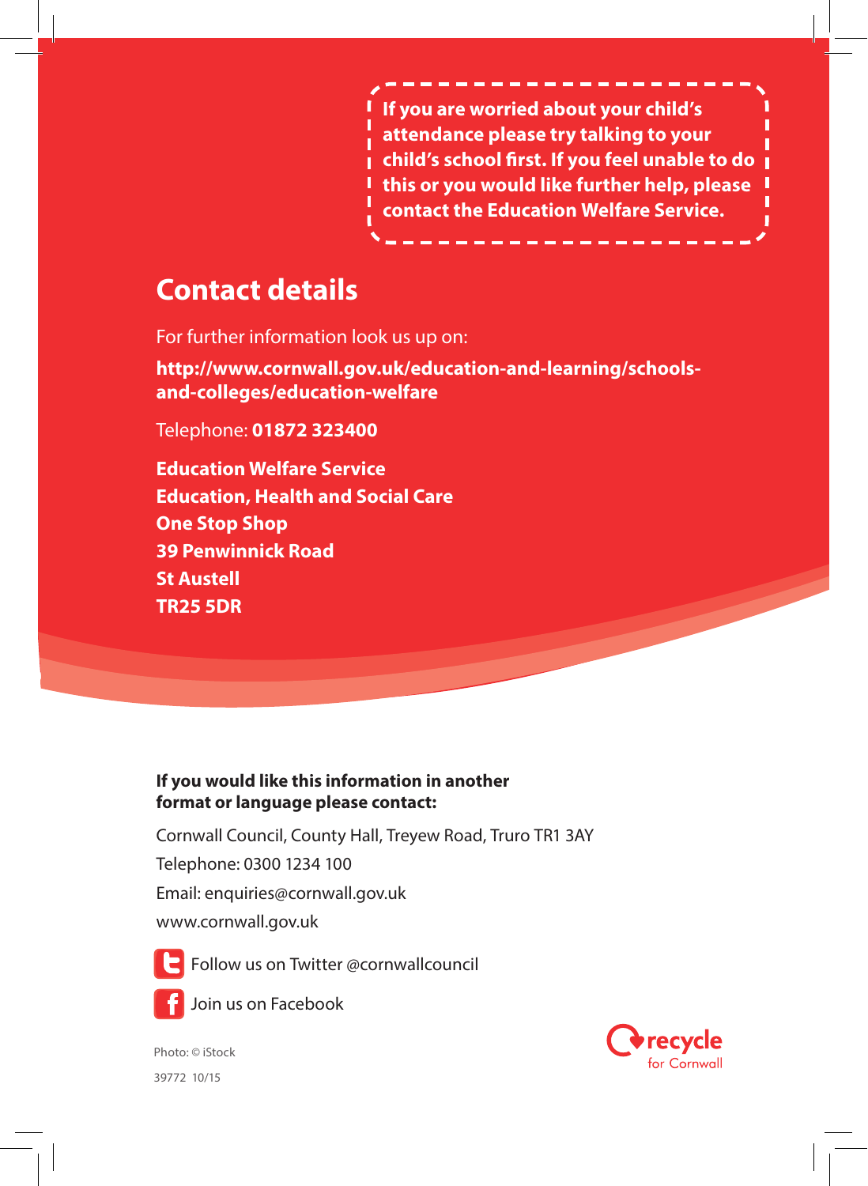**If you are worried about your child's attendance please try talking to your child's school first. If you feel unable to do this or you would like further help, please contact the Education Welfare Service.**

## Contact details

For further information look us up on:

**http://www.cornwall.gov.uk/education-and-learning/schools-and-colleges/education-welfare**

Telephone: **01872 323400**

**Education Welfare Service**
**Education, Health and Social Care**
**One Stop Shop**
**39 Penwinnick Road**
**St Austell**
**TR25 5DR**

**If you would like this information in another format or language please contact:**

Cornwall Council, County Hall, Treyew Road, Truro TR1 3AY

Telephone: 0300 1234 100

Email: enquiries@cornwall.gov.uk

www.cornwall.gov.uk

Follow us on Twitter @cornwallcouncil

Join us on Facebook

Photo: © iStock

39772 10/15

recycle for Cornwall